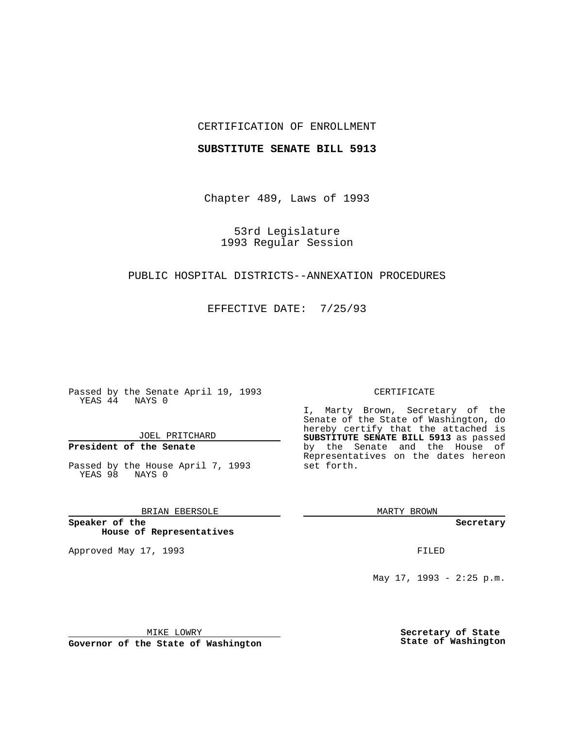CERTIFICATION OF ENROLLMENT

**SUBSTITUTE SENATE BILL 5913**

Chapter 489, Laws of 1993

53rd Legislature
1993 Regular Session

PUBLIC HOSPITAL DISTRICTS--ANNEXATION PROCEDURES

EFFECTIVE DATE: 7/25/93

Passed by the Senate April 19, 1993
YEAS 44 NAYS 0

JOEL PRITCHARD

**President of the Senate**

Passed by the House April 7, 1993
YEAS 98 NAYS 0

BRIAN EBERSOLE

**Speaker of the House of Representatives**

Approved May 17, 1993

MIKE LOWRY

**Governor of the State of Washington**

CERTIFICATE

I, Marty Brown, Secretary of the Senate of the State of Washington, do hereby certify that the attached is **SUBSTITUTE SENATE BILL 5913** as passed by the Senate and the House of Representatives on the dates hereon set forth.

MARTY BROWN

**Secretary**

FILED

May 17, 1993 - 2:25 p.m.

**Secretary of State State of Washington**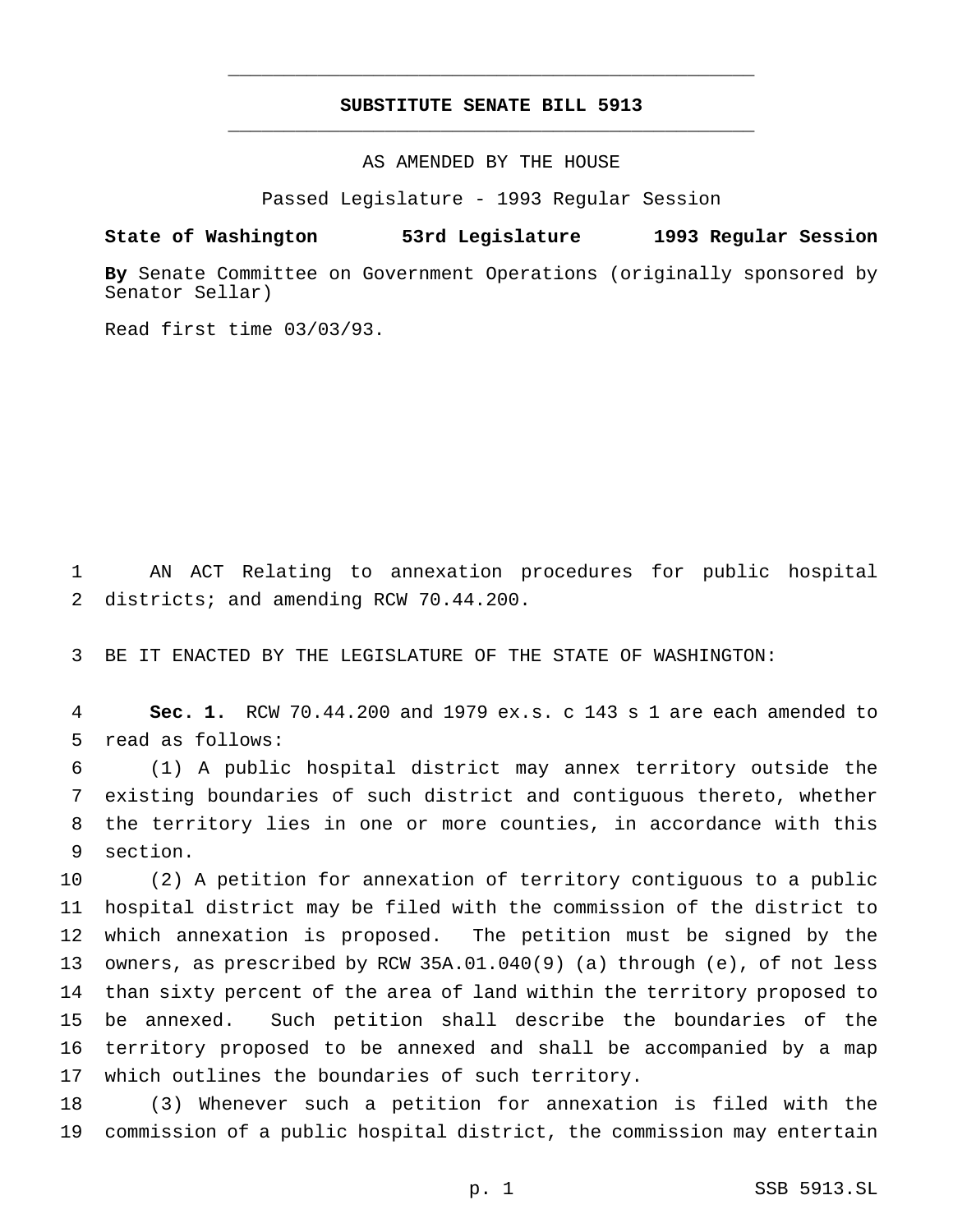**SUBSTITUTE SENATE BILL 5913**

AS AMENDED BY THE HOUSE

Passed Legislature - 1993 Regular Session

**State of Washington 53rd Legislature 1993 Regular Session**

**By** Senate Committee on Government Operations (originally sponsored by Senator Sellar)

Read first time 03/03/93.

AN ACT Relating to annexation procedures for public hospital districts; and amending RCW 70.44.200.

BE IT ENACTED BY THE LEGISLATURE OF THE STATE OF WASHINGTON:

**Sec. 1.** RCW 70.44.200 and 1979 ex.s. c 143 s 1 are each amended to read as follows:

(1) A public hospital district may annex territory outside the existing boundaries of such district and contiguous thereto, whether the territory lies in one or more counties, in accordance with this section.

(2) A petition for annexation of territory contiguous to a public hospital district may be filed with the commission of the district to which annexation is proposed. The petition must be signed by the owners, as prescribed by RCW 35A.01.040(9) (a) through (e), of not less than sixty percent of the area of land within the territory proposed to be annexed. Such petition shall describe the boundaries of the territory proposed to be annexed and shall be accompanied by a map which outlines the boundaries of such territory.

(3) Whenever such a petition for annexation is filed with the commission of a public hospital district, the commission may entertain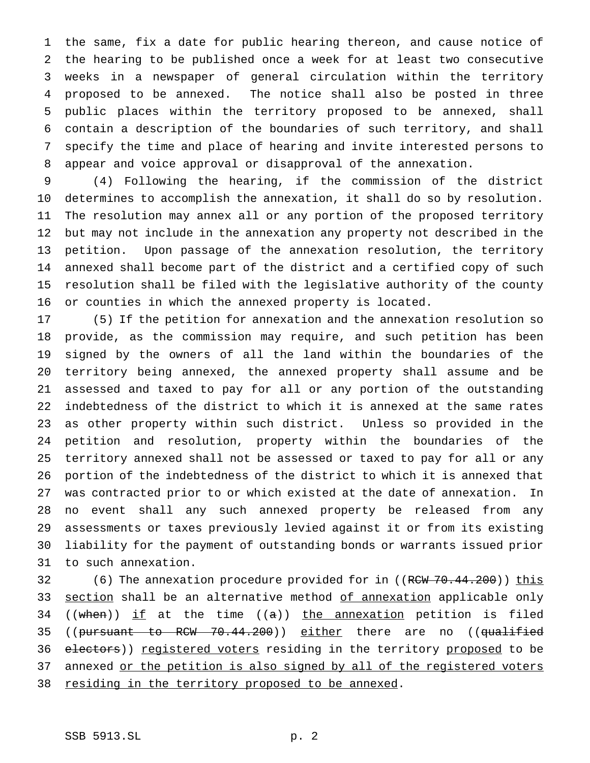the same, fix a date for public hearing thereon, and cause notice of the hearing to be published once a week for at least two consecutive weeks in a newspaper of general circulation within the territory proposed to be annexed. The notice shall also be posted in three public places within the territory proposed to be annexed, shall contain a description of the boundaries of such territory, and shall specify the time and place of hearing and invite interested persons to appear and voice approval or disapproval of the annexation.

(4) Following the hearing, if the commission of the district determines to accomplish the annexation, it shall do so by resolution. The resolution may annex all or any portion of the proposed territory but may not include in the annexation any property not described in the petition. Upon passage of the annexation resolution, the territory annexed shall become part of the district and a certified copy of such resolution shall be filed with the legislative authority of the county or counties in which the annexed property is located.

(5) If the petition for annexation and the annexation resolution so provide, as the commission may require, and such petition has been signed by the owners of all the land within the boundaries of the territory being annexed, the annexed property shall assume and be assessed and taxed to pay for all or any portion of the outstanding indebtedness of the district to which it is annexed at the same rates as other property within such district. Unless so provided in the petition and resolution, property within the boundaries of the territory annexed shall not be assessed or taxed to pay for all or any portion of the indebtedness of the district to which it is annexed that was contracted prior to or which existed at the date of annexation. In no event shall any such annexed property be released from any assessments or taxes previously levied against it or from its existing liability for the payment of outstanding bonds or warrants issued prior to such annexation.

(6) The annexation procedure provided for in ((~~RCW 70.44.200~~)) <u>this section</u> shall be an alternative method <u>of annexation</u> applicable only ((~~when~~)) <u>if</u> at the time ((~~a~~)) <u>the annexation</u> petition is filed ((~~pursuant to RCW 70.44.200~~)) <u>either</u> there are no ((~~qualified electors~~)) <u>registered voters</u> residing in the territory <u>proposed</u> to be annexed <u>or the petition is also signed by all of the registered voters residing in the territory proposed to be annexed</u>.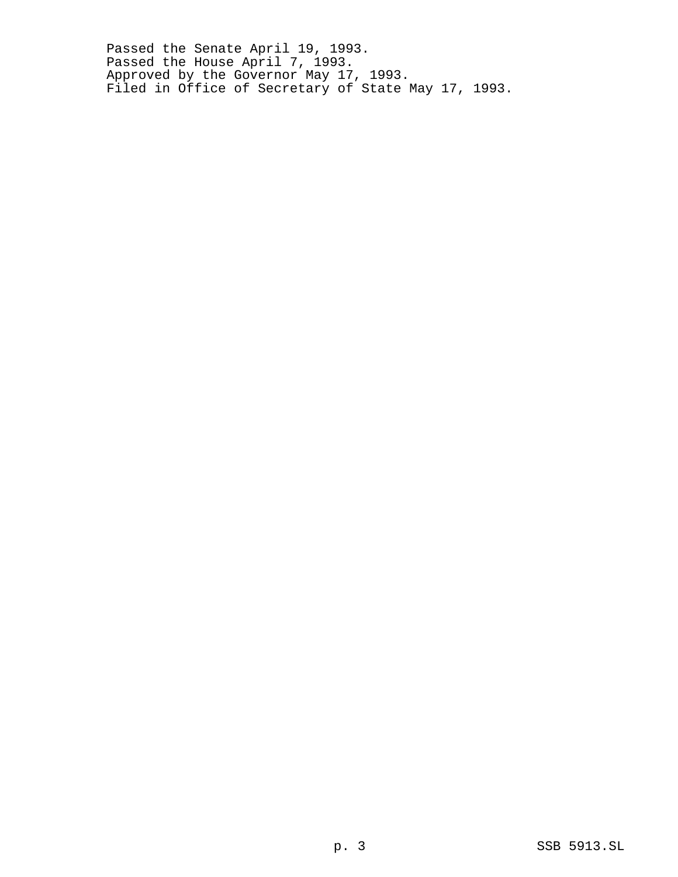Passed the Senate April 19, 1993.
Passed the House April 7, 1993.
Approved by the Governor May 17, 1993.
Filed in Office of Secretary of State May 17, 1993.